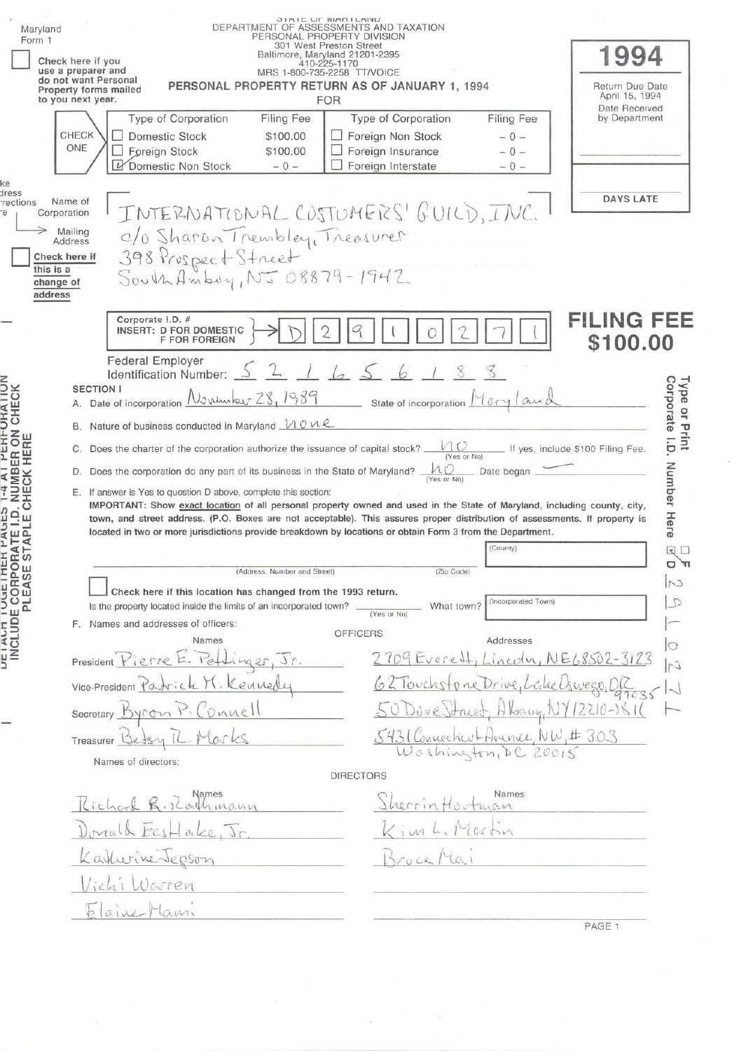Maryland
Form 1

☐ Check here if you use a preparer and do not want Personal Property forms mailed to you next year.

STATE OF MARYLAND
DEPARTMENT OF ASSESSMENTS AND TAXATION
PERSONAL PROPERTY DIVISION
301 West Preston Street
Baltimore, Maryland 21201-2395
410-225-1170
MRS 1-800-735-2258 TT/VOICE

# PERSONAL PROPERTY RETURN AS OF JANUARY 1, 1994

FOR

**1994**

Return Due Date April 15, 1994
Date Received by Department

DAYS LATE

CHECK ONE

| Type of Corporation | Filing Fee | Type of Corporation | Filing Fee |
|---|---|---|---|
| ☐ Domestic Stock | $100.00 | ☐ Foreign Non Stock | – 0 – |
| ☐ Foreign Stock | $100.00 | ☐ Foreign Insurance | – 0 – |
| ☑ Domestic Non Stock | – 0 – | ☐ Foreign Interstate | – 0 – |

Name of Corporation: INTERNATIONAL COSTUMERS' GUILD, INC.
Mailing Address: c/o Sharon Trembley, Treasurer
398 Prospect Street
South Amboy, NJ 08879-1942

☐ Check here if this is a change of address

Corporate I.D. # INSERT: D FOR DOMESTIC F FOR FOREIGN: D 2 9 1 0 2 7 1

**FILING FEE $100.00**

Federal Employer Identification Number: 5 2 1 6 5 6 1 8 8

DETACH TOGETHER PAGES 1-4 AT PERFORATION
INCLUDE CORPORATE I.D. NUMBER ON CHECK
PLEASE STAPLE CHECK HERE

Type or Print Corporate I.D. Number Here ☐ F ☑ D 2 9 1 0 2 7 1

## SECTION I

A. Date of incorporation November 28, 1989 State of incorporation Maryland

B. Nature of business conducted in Maryland none

C. Does the charter of the corporation authorize the issuance of capital stock? no (Yes or No) If yes, include $100 Filing Fee.

D. Does the corporation do any part of its business in the State of Maryland? no (Yes or No) Date began ——

E. If answer is Yes to question D above, complete this section:
**IMPORTANT: Show exact location of all personal property owned and used in the State of Maryland, including county, city, town, and street address. (P.O. Boxes are not acceptable). This assures proper distribution of assessments. If property is located in two or more jurisdictions provide breakdown by locations or obtain Form 3 from the Department.**

(Address, Number and Street) ____________ (Zip Code) ____________ (County) ____________

☐ Check here if this location has changed from the 1993 return.

Is the property located inside the limits of an incorporated town? ______ (Yes or No) What town? (Incorporated Town) ______

F. Names and addresses of officers:

OFFICERS

| | Names | Addresses |
|---|---|---|
| President | Pierre E. Pettinger, Jr. | 2709 Everett, Lincoln, NE 68502-3123 |
| Vice-President | Patrick M. Kennedy | 62 Touchstone Drive, Lake Oswego, OR 97035 |
| Secretary | Byron P. Connell | 50 Dove Street, Albany, NY 12210-1811 |
| Treasurer | Betsy R. Marks | 5431 Connecticut Avenue, NW, # 303 Washington, DC 20015 |

Names of directors:

DIRECTORS

| Names | Names |
|---|---|
| Richard R. Rathmann | Sherrin Hartman |
| Donald Eastlake, Jr. | Kim L. Martin |
| Katherine Jepson | Bruce Mai |
| Vicki Warren | |
| Elaine Mami | |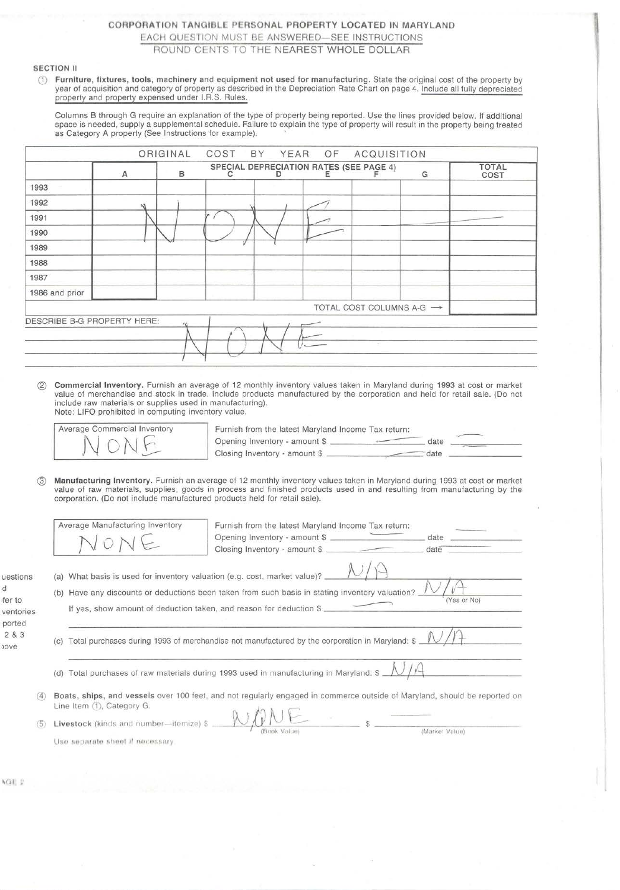# CORPORATION TANGIBLE PERSONAL PROPERTY LOCATED IN MARYLAND

EACH QUESTION MUST BE ANSWERED—SEE INSTRUCTIONS

ROUND CENTS TO THE NEAREST WHOLE DOLLAR

## SECTION II

① **Furniture, fixtures, tools, machinery and equipment not used for manufacturing.** State the original cost of the property by year of acquisition and category of property as described in the Depreciation Rate Chart on page 4. Include all fully depreciated property and property expensed under I.R.S. Rules.

Columns B through G require an explanation of the type of property being reported. Use the lines provided below. If additional space is needed, supply a supplemental schedule. Failure to explain the type of property will result in the property being treated as Category A property (See Instructions for example).

| | ORIGINAL COST BY YEAR OF ACQUISITION | | | | | | | |
|---|---|---|---|---|---|---|---|---|
| | A | B | SPECIAL DEPRECIATION RATES (SEE PAGE 4) C | D | E | F | G | TOTAL COST |
| 1993 | | | | | | | | |
| 1992 | NONE | | | | | | | |
| 1991 | | | | | | | | |
| 1990 | | | | | | | | |
| 1989 | | | | | | | | |
| 1988 | | | | | | | | |
| 1987 | | | | | | | | |
| 1986 and prior | | | | | | | | |
| | | | | | | TOTAL COST COLUMNS A-G → | | |

DESCRIBE B-G PROPERTY HERE: NONE

② **Commercial Inventory.** Furnish an average of 12 monthly inventory values taken in Maryland during 1993 at cost or market value of merchandise and stock in trade. Include products manufactured by the corporation and held for retail sale. (Do not include raw materials or supplies used in manufacturing).
Note: LIFO prohibited in computing inventory value.

Average Commercial Inventory: NONE

Furnish from the latest Maryland Income Tax return:
Opening Inventory - amount $ ______ date ______
Closing Inventory - amount $ ______ date ______

③ **Manufacturing Inventory.** Furnish an average of 12 monthly inventory values taken in Maryland during 1993 at cost or market value of raw materials, supplies, goods in process and finished products used in and resulting from manufacturing by the corporation. (Do not include manufactured products held for retail sale).

Average Manufacturing Inventory: NONE

Furnish from the latest Maryland Income Tax return:
Opening Inventory - amount $ ______ date ______
Closing Inventory - amount $ ______ date ______

Questions ... refer to inventories reported 2 & 3 above

(a) What basis is used for inventory valuation (e.g. cost, market value)? N/A

(b) Have any discounts or deductions been taken from such basis in stating inventory valuation? N/A (Yes or No)
If yes, show amount of deduction taken, and reason for deduction $ ______

(c) Total purchases during 1993 of merchandise not manufactured by the corporation in Maryland: $ N/A

(d) Total purchases of raw materials during 1993 used in manufacturing in Maryland: $ N/A

④ **Boats, ships, and vessels** over 100 feet, and not regularly engaged in commerce outside of Maryland, should be reported on Line Item ①, Category G.

⑤ **Livestock** (kinds and number—itemize) $ NONE (Book Value) $ ______ (Market Value)

Use separate sheet if necessary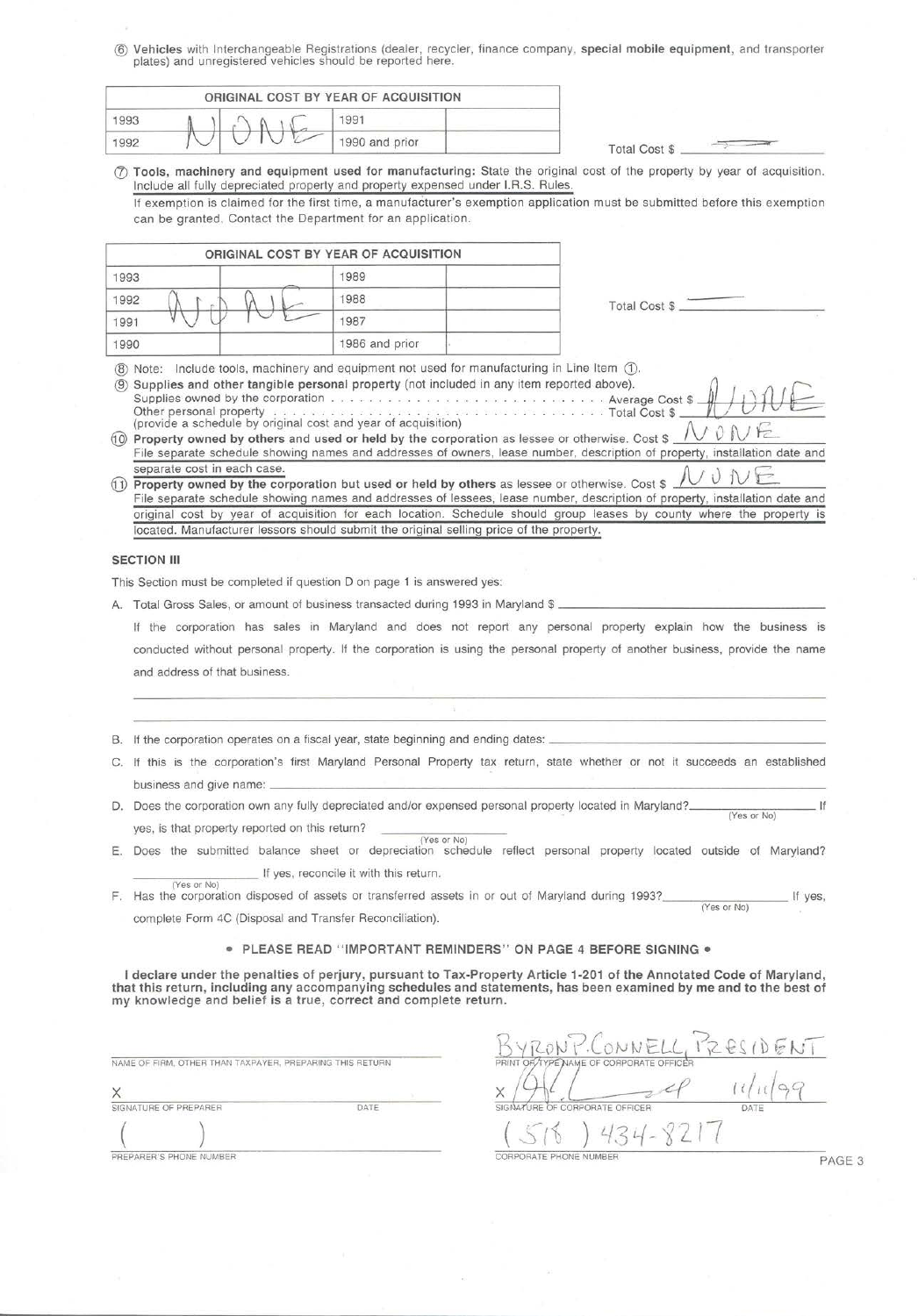⑥ **Vehicles** with Interchangeable Registrations (dealer, recycler, finance company, **special mobile equipment**, and transporter plates) and unregistered vehicles should be reported here.

| ORIGINAL COST BY YEAR OF ACQUISITION | | | |
|---|---|---|---|
| 1993 | NONE | 1991 | |
| 1992 | | 1990 and prior | |

Total Cost $ ———

⑦ **Tools, machinery and equipment used for manufacturing:** State the original cost of the property by year of acquisition. Include all fully depreciated property and property expensed under I.R.S. Rules.

If exemption is claimed for the first time, a manufacturer's exemption application must be submitted before this exemption can be granted. Contact the Department for an application.

| ORIGINAL COST BY YEAR OF ACQUISITION | | | |
|---|---|---|---|
| 1993 | | 1989 | |
| 1992 | NONE | 1988 | |
| 1991 | | 1987 | |
| 1990 | | 1986 and prior | |

Total Cost $ ———

⑧ Note: Include tools, machinery and equipment not used for manufacturing in Line Item ①.

⑨ **Supplies and other tangible personal property** (not included in any item reported above).
Supplies owned by the corporation . . . . . . . . . . . . . . . . . . . . . . . . . . . Average Cost $ NONE
Other personal property . . . . . . . . . . . . . . . . . . . . . . . . . . . . . . . . . Total Cost $
(provide a schedule by original cost and year of acquisition)

⑩ **Property owned by others and used or held by the corporation** as lessee or otherwise. Cost $ NONE
File separate schedule showing names and addresses of owners, lease number, description of property, installation date and separate cost in each case.

⑪ **Property owned by the corporation but used or held by others** as lessee or otherwise. Cost $ NONE
File separate schedule showing names and addresses of lessees, lease number, description of property, installation date and original cost by year of acquisition for each location. Schedule should group leases by county where the property is located. Manufacturer lessors should submit the original selling price of the property.

## SECTION III

This Section must be completed if question D on page 1 is answered yes:

A. Total Gross Sales, or amount of business transacted during 1993 in Maryland $ ____________

If the corporation has sales in Maryland and does not report any personal property explain how the business is conducted without personal property. If the corporation is using the personal property of another business, provide the name and address of that business.

B. If the corporation operates on a fiscal year, state beginning and ending dates: ____________

C. If this is the corporation's first Maryland Personal Property tax return, state whether or not it succeeds an established business and give name: ____________

D. Does the corporation own any fully depreciated and/or expensed personal property located in Maryland? ________ (Yes or No) If yes, is that property reported on this return? ________ (Yes or No)

E. Does the submitted balance sheet or depreciation schedule reflect personal property located outside of Maryland? ________ (Yes or No) If yes, reconcile it with this return.

F. Has the corporation disposed of assets or transferred assets in or out of Maryland during 1993? ________ (Yes or No) If yes, complete Form 4C (Disposal and Transfer Reconciliation).

**• PLEASE READ "IMPORTANT REMINDERS" ON PAGE 4 BEFORE SIGNING •**

**I declare under the penalties of perjury, pursuant to Tax-Property Article 1-201 of the Annotated Code of Maryland, that this return, including any accompanying schedules and statements, has been examined by me and to the best of my knowledge and belief is a true, correct and complete return.**

NAME OF FIRM, OTHER THAN TAXPAYER, PREPARING THIS RETURN: ____________

X ____________ SIGNATURE OF PREPARER — DATE

( ) ____________ PREPARER'S PHONE NUMBER

BYRON P. CONNELL, PRESIDENT
PRINT OR TYPE NAME OF CORPORATE OFFICER

X [signature] 11/11/99
SIGNATURE OF CORPORATE OFFICER — DATE

(518) 434-8217
CORPORATE PHONE NUMBER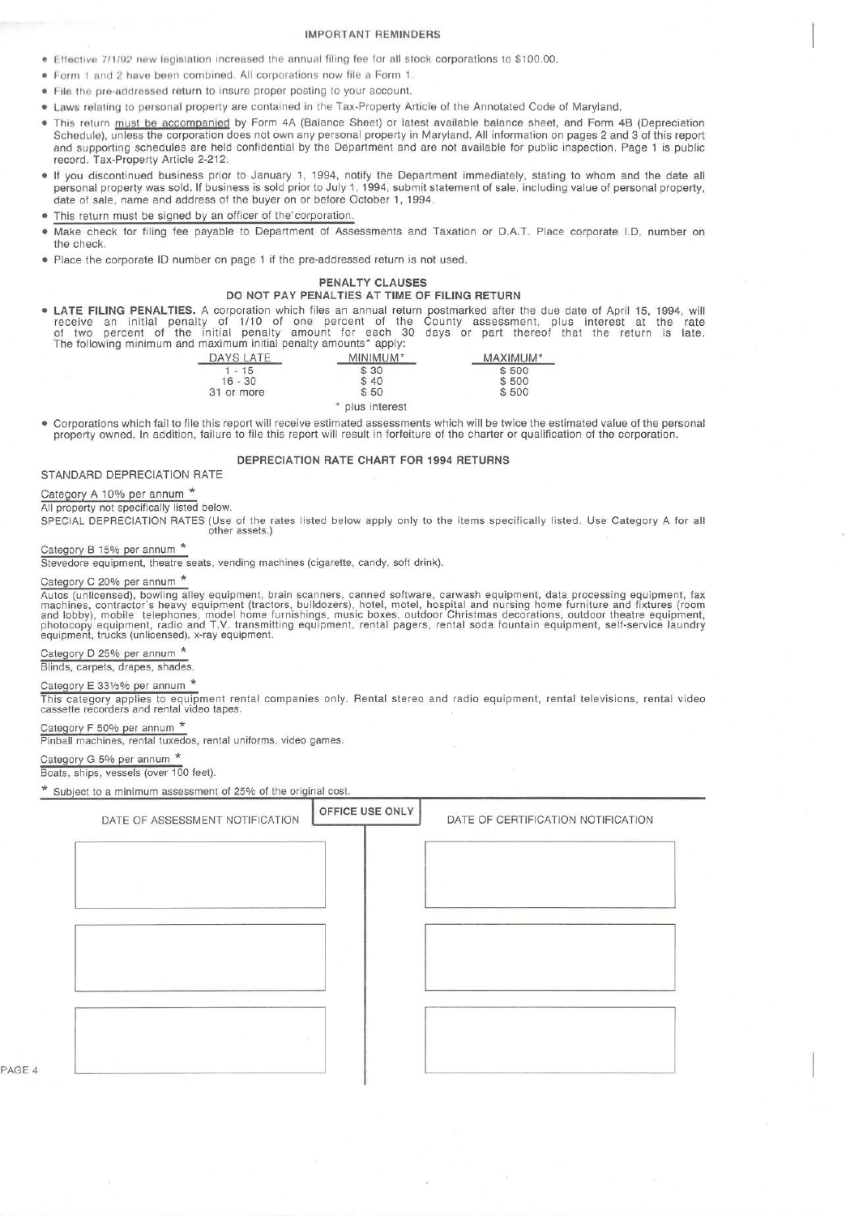## IMPORTANT REMINDERS

- Effective 7/1/92 new legislation increased the annual filing fee for all stock corporations to $100.00.
- Form 1 and 2 have been combined. All corporations now file a Form 1.
- File the pre-addressed return to insure proper posting to your account.
- Laws relating to personal property are contained in the Tax-Property Article of the Annotated Code of Maryland.
- This return must be accompanied by Form 4A (Balance Sheet) or latest available balance sheet, and Form 4B (Depreciation Schedule), unless the corporation does not own any personal property in Maryland. All information on pages 2 and 3 of this report and supporting schedules are held confidential by the Department and are not available for public inspection. Page 1 is public record. Tax-Property Article 2-212.
- If you discontinued business prior to January 1, 1994, notify the Department immediately, stating to whom and the date all personal property was sold. If business is sold prior to July 1, 1994, submit statement of sale, including value of personal property, date of sale, name and address of the buyer on or before October 1, 1994.
- This return must be signed by an officer of the corporation.
- Make check for filing fee payable to Department of Assessments and Taxation or D.A.T. Place corporate I.D. number on the check.
- Place the corporate ID number on page 1 if the pre-addressed return is not used.

## PENALTY CLAUSES
### DO NOT PAY PENALTIES AT TIME OF FILING RETURN

- **LATE FILING PENALTIES.** A corporation which files an annual return postmarked after the due date of April 15, 1994, will receive an initial penalty of 1/10 of one percent of the County assessment, plus interest at the rate of two percent of the initial penalty amount for each 30 days or part thereof that the return is late. The following minimum and maximum initial penalty amounts* apply:

| DAYS LATE | MINIMUM* | MAXIMUM* |
|---|---|---|
| 1 - 15 | $ 30 | $ 500 |
| 16 - 30 | $ 40 | $ 500 |
| 31 or more | $ 50 | $ 500 |

\* plus interest

- Corporations which fail to file this report will receive estimated assessments which will be twice the estimated value of the personal property owned. In addition, failure to file this report will result in forfeiture of the charter or qualification of the corporation.

## DEPRECIATION RATE CHART FOR 1994 RETURNS

STANDARD DEPRECIATION RATE

Category A 10% per annum *

All property not specifically listed below.

SPECIAL DEPRECIATION RATES (Use of the rates listed below apply only to the items specifically listed. Use Category A for all other assets.)

Category B 15% per annum *

Stevedore equipment, theatre seats, vending machines (cigarette, candy, soft drink).

Category C 20% per annum *

Autos (unlicensed), bowling alley equipment, brain scanners, canned software, carwash equipment, data processing equipment, fax machines, contractor's heavy equipment (tractors, bulldozers), hotel, motel, hospital and nursing home furniture and fixtures (room and lobby), mobile telephones, model home furnishings, music boxes, outdoor Christmas decorations, outdoor theatre equipment, photocopy equipment, radio and T.V. transmitting equipment, rental pagers, rental soda fountain equipment, self-service laundry equipment, trucks (unlicensed), x-ray equipment.

Category D 25% per annum *

Blinds, carpets, drapes, shades.

Category E 33⅓% per annum *

This category applies to equipment rental companies only. Rental stereo and radio equipment, rental televisions, rental video cassette recorders and rental video tapes.

Category F 50% per annum *

Pinball machines, rental tuxedos, rental uniforms, video games.

Category G 5% per annum *

Boats, ships, vessels (over 100 feet).

\* Subject to a minimum assessment of 25% of the original cost.

**OFFICE USE ONLY**

| DATE OF ASSESSMENT NOTIFICATION | DATE OF CERTIFICATION NOTIFICATION |
|---|---|
| | |
| | |
| | |